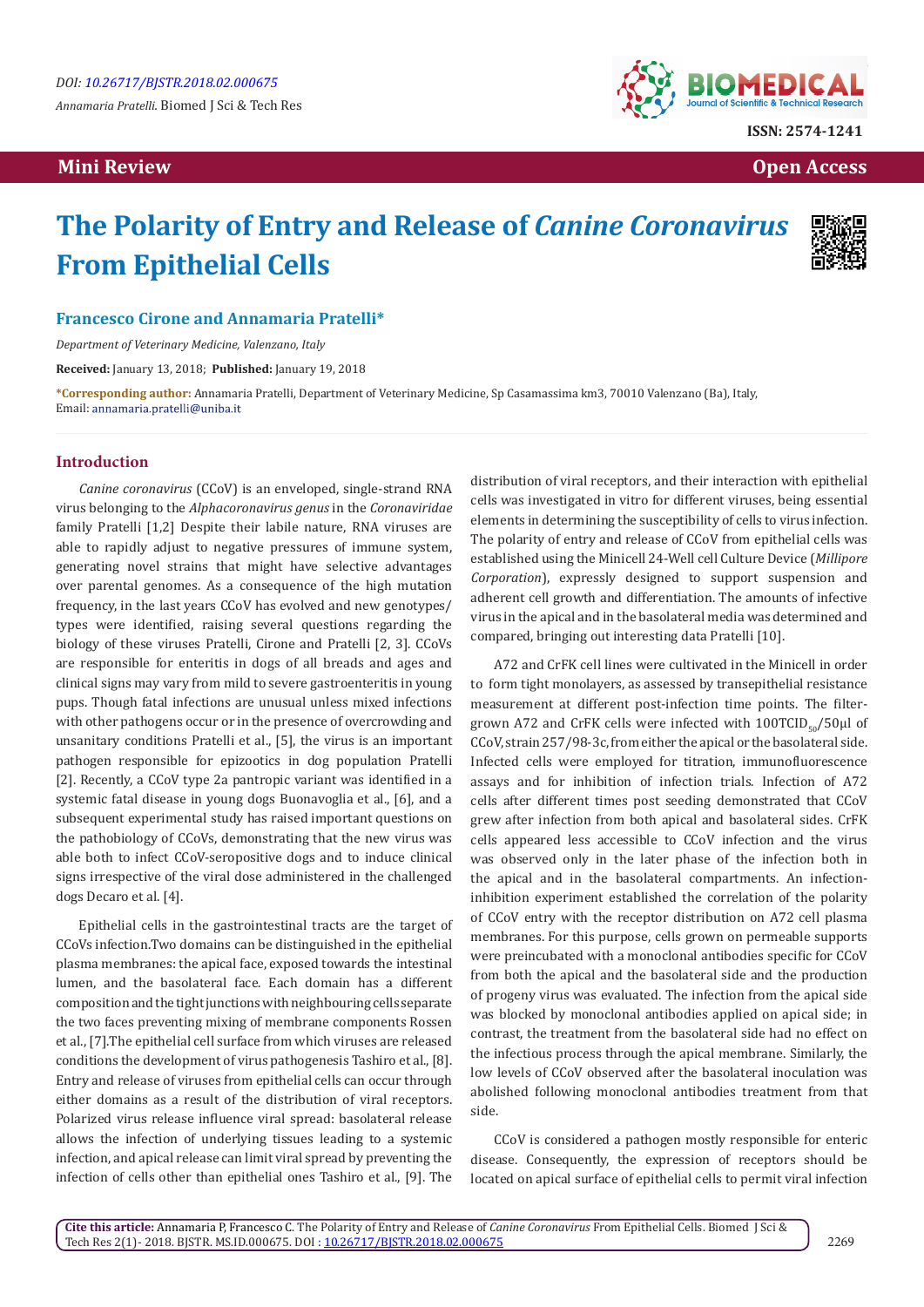DOI: 10.26717/BJSTR.2018.02.000675

*Annamaria Pratelli.* Biomed J Sci & Tech Res

ISSN: 2574-1241

**Mini Review** **Open Access**

# The Polarity of Entry and Release of *Canine Coronavirus* From Epithelial Cells

### Francesco Cirone and Annamaria Pratelli*

*Department of Veterinary Medicine, Valenzano, Italy*

**Received:** January 13, 2018; **Published:** January 19, 2018

***Corresponding author:** Annamaria Pratelli, Department of Veterinary Medicine, Sp Casamassima km3, 70010 Valenzano (Ba), Italy, Email: annamaria.pratelli@uniba.it

## Introduction

*Canine coronavirus* (CCoV) is an enveloped, single-strand RNA virus belonging to the *Alphacoronavirus genus* in the *Coronaviridae* family Pratelli [1,2] Despite their labile nature, RNA viruses are able to rapidly adjust to negative pressures of immune system, generating novel strains that might have selective advantages over parental genomes. As a consequence of the high mutation frequency, in the last years CCoV has evolved and new genotypes/types were identified, raising several questions regarding the biology of these viruses Pratelli, Cirone and Pratelli [2, 3]. CCoVs are responsible for enteritis in dogs of all breads and ages and clinical signs may vary from mild to severe gastroenteritis in young pups. Though fatal infections are unusual unless mixed infections with other pathogens occur or in the presence of overcrowding and unsanitary conditions Pratelli et al., [5], the virus is an important pathogen responsible for epizootics in dog population Pratelli [2]. Recently, a CCoV type 2a pantropic variant was identified in a systemic fatal disease in young dogs Buonavoglia et al., [6], and a subsequent experimental study has raised important questions on the pathobiology of CCoVs, demonstrating that the new virus was able both to infect CCoV-seropositive dogs and to induce clinical signs irrespective of the viral dose administered in the challenged dogs Decaro et al. [4].

Epithelial cells in the gastrointestinal tracts are the target of CCoVs infection.Two domains can be distinguished in the epithelial plasma membranes: the apical face, exposed towards the intestinal lumen, and the basolateral face. Each domain has a different composition and the tight junctions with neighbouring cells separate the two faces preventing mixing of membrane components Rossen et al., [7].The epithelial cell surface from which viruses are released conditions the development of virus pathogenesis Tashiro et al., [8]. Entry and release of viruses from epithelial cells can occur through either domains as a result of the distribution of viral receptors. Polarized virus release influence viral spread: basolateral release allows the infection of underlying tissues leading to a systemic infection, and apical release can limit viral spread by preventing the infection of cells other than epithelial ones Tashiro et al., [9]. The distribution of viral receptors, and their interaction with epithelial cells was investigated in vitro for different viruses, being essential elements in determining the susceptibility of cells to virus infection. The polarity of entry and release of CCoV from epithelial cells was established using the Minicell 24-Well cell Culture Device (*Millipore Corporation*), expressly designed to support suspension and adherent cell growth and differentiation. The amounts of infective virus in the apical and in the basolateral media was determined and compared, bringing out interesting data Pratelli [10].

A72 and CrFK cell lines were cultivated in the Minicell in order to form tight monolayers, as assessed by transepithelial resistance measurement at different post-infection time points. The filter-grown A72 and CrFK cells were infected with $100TCID_{50}/50\mu l$ of CCoV, strain 257/98-3c, from either the apical or the basolateral side. Infected cells were employed for titration, immunofluorescence assays and for inhibition of infection trials. Infection of A72 cells after different times post seeding demonstrated that CCoV grew after infection from both apical and basolateral sides. CrFK cells appeared less accessible to CCoV infection and the virus was observed only in the later phase of the infection both in the apical and in the basolateral compartments. An infection-inhibition experiment established the correlation of the polarity of CCoV entry with the receptor distribution on A72 cell plasma membranes. For this purpose, cells grown on permeable supports were preincubated with a monoclonal antibodies specific for CCoV from both the apical and the basolateral side and the production of progeny virus was evaluated. The infection from the apical side was blocked by monoclonal antibodies applied on apical side; in contrast, the treatment from the basolateral side had no effect on the infectious process through the apical membrane. Similarly, the low levels of CCoV observed after the basolateral inoculation was abolished following monoclonal antibodies treatment from that side.

CCoV is considered a pathogen mostly responsible for enteric disease. Consequently, the expression of receptors should be located on apical surface of epithelial cells to permit viral infection

**Cite this article:** Annamaria P, Francesco C. The Polarity of Entry and Release of *Canine Coronavirus* From Epithelial Cells. Biomed J Sci & Tech Res 2(1)- 2018. BJSTR. MS.ID.000675. DOI : 10.26717/BJSTR.2018.02.000675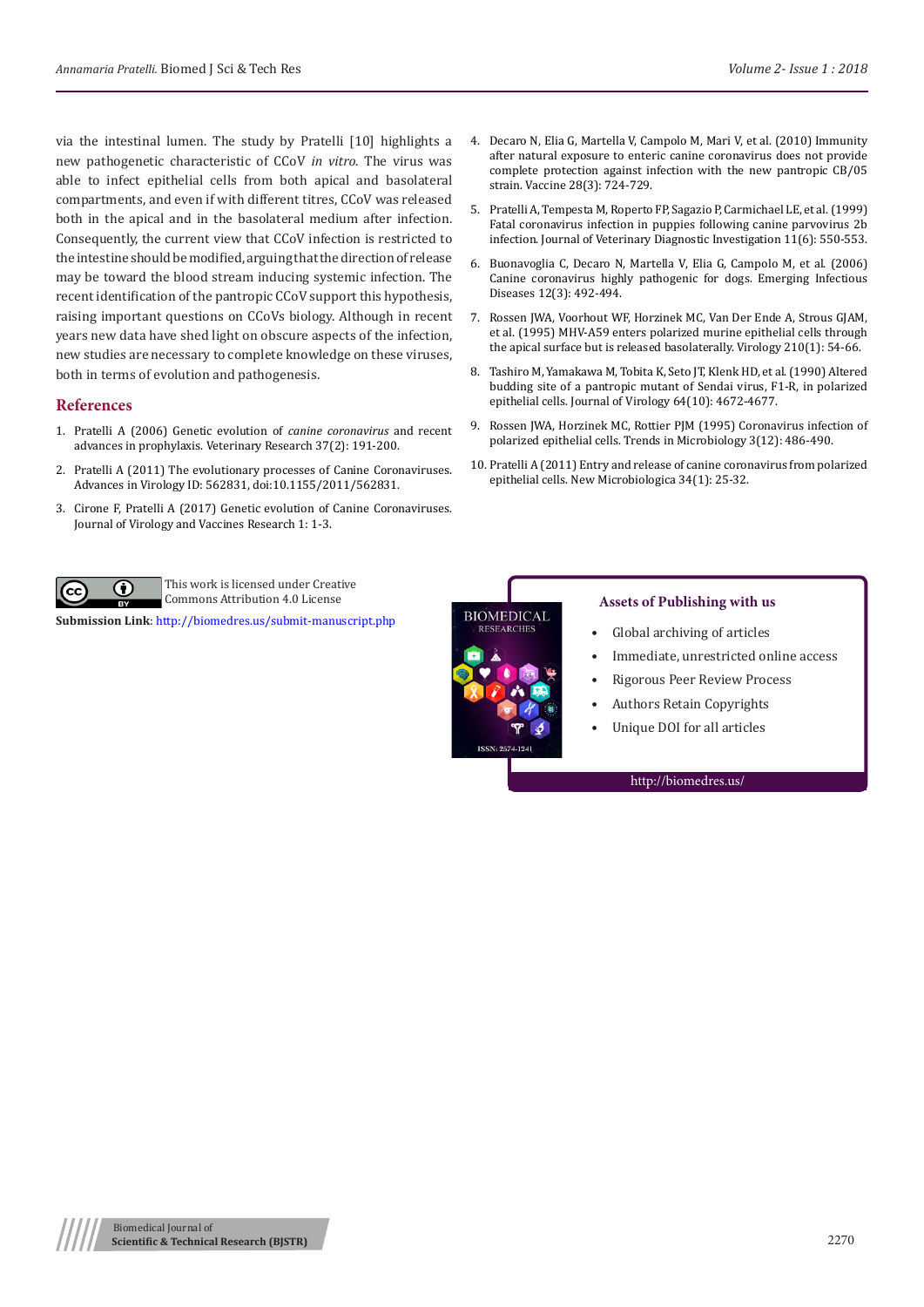via the intestinal lumen. The study by Pratelli [10] highlights a new pathogenetic characteristic of CCoV *in vitro*. The virus was able to infect epithelial cells from both apical and basolateral compartments, and even if with different titres, CCoV was released both in the apical and in the basolateral medium after infection. Consequently, the current view that CCoV infection is restricted to the intestine should be modified, arguing that the direction of release may be toward the blood stream inducing systemic infection. The recent identification of the pantropic CCoV support this hypothesis, raising important questions on CCoVs biology. Although in recent years new data have shed light on obscure aspects of the infection, new studies are necessary to complete knowledge on these viruses, both in terms of evolution and pathogenesis.

## References

1. Pratelli A (2006) Genetic evolution of *canine coronavirus* and recent advances in prophylaxis. Veterinary Research 37(2): 191-200.
2. Pratelli A (2011) The evolutionary processes of Canine Coronaviruses. Advances in Virology ID: 562831, doi:10.1155/2011/562831.
3. Cirone F, Pratelli A (2017) Genetic evolution of Canine Coronaviruses. Journal of Virology and Vaccines Research 1: 1-3.
4. Decaro N, Elia G, Martella V, Campolo M, Mari V, et al. (2010) Immunity after natural exposure to enteric canine coronavirus does not provide complete protection against infection with the new pantropic CB/05 strain. Vaccine 28(3): 724-729.
5. Pratelli A, Tempesta M, Roperto FP, Sagazio P, Carmichael LE, et al. (1999) Fatal coronavirus infection in puppies following canine parvovirus 2b infection. Journal of Veterinary Diagnostic Investigation 11(6): 550-553.
6. Buonavoglia C, Decaro N, Martella V, Elia G, Campolo M, et al. (2006) Canine coronavirus highly pathogenic for dogs. Emerging Infectious Diseases 12(3): 492-494.
7. Rossen JWA, Voorhout WF, Horzinek MC, Van Der Ende A, Strous GJAM, et al. (1995) MHV-A59 enters polarized murine epithelial cells through the apical surface but is released basolaterally. Virology 210(1): 54-66.
8. Tashiro M, Yamakawa M, Tobita K, Seto JT, Klenk HD, et al. (1990) Altered budding site of a pantropic mutant of Sendai virus, F1-R, in polarized epithelial cells. Journal of Virology 64(10): 4672-4677.
9. Rossen JWA, Horzinek MC, Rottier PJM (1995) Coronavirus infection of polarized epithelial cells. Trends in Microbiology 3(12): 486-490.
10. Pratelli A (2011) Entry and release of canine coronavirus from polarized epithelial cells. New Microbiologica 34(1): 25-32.

This work is licensed under Creative Commons Attribution 4.0 License

**Submission Link**: http://biomedres.us/submit-manuscript.php

**Assets of Publishing with us**

- Global archiving of articles
- Immediate, unrestricted online access
- Rigorous Peer Review Process
- Authors Retain Copyrights
- Unique DOI for all articles

http://biomedres.us/